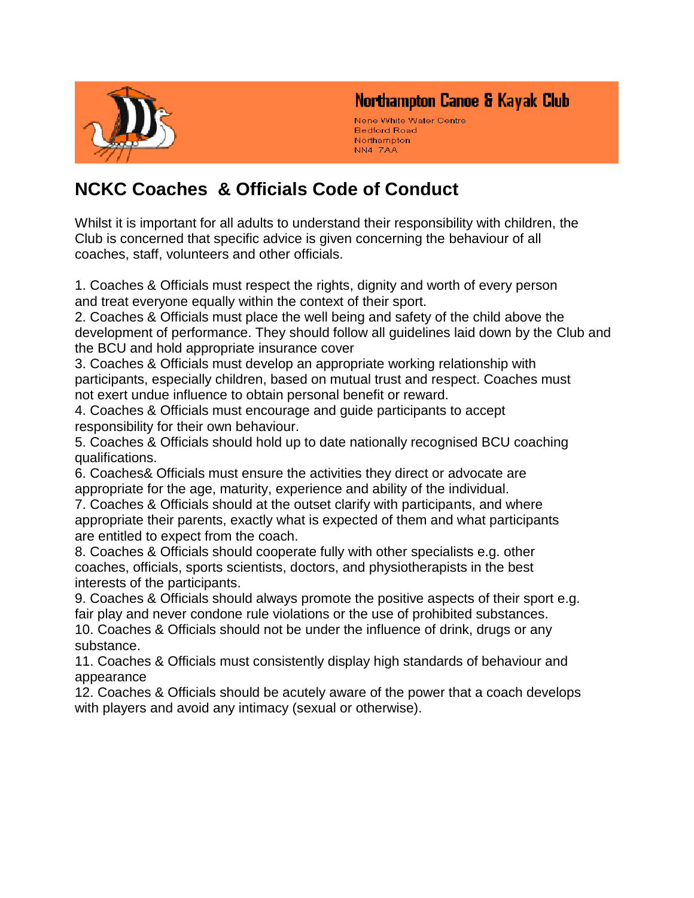Northampton Canoe & Kayak Club

Nene White Water Centre
Bedford Road
Northampton
NN4 7AA

## NCKC Coaches & Officials Code of Conduct

Whilst it is important for all adults to understand their responsibility with children, the Club is concerned that specific advice is given concerning the behaviour of all coaches, staff, volunteers and other officials.

1. Coaches & Officials must respect the rights, dignity and worth of every person and treat everyone equally within the context of their sport.
2. Coaches & Officials must place the well being and safety of the child above the development of performance. They should follow all guidelines laid down by the Club and the BCU and hold appropriate insurance cover
3. Coaches & Officials must develop an appropriate working relationship with participants, especially children, based on mutual trust and respect. Coaches must not exert undue influence to obtain personal benefit or reward.
4. Coaches & Officials must encourage and guide participants to accept responsibility for their own behaviour.
5. Coaches & Officials should hold up to date nationally recognised BCU coaching qualifications.
6. Coaches& Officials must ensure the activities they direct or advocate are appropriate for the age, maturity, experience and ability of the individual.
7. Coaches & Officials should at the outset clarify with participants, and where appropriate their parents, exactly what is expected of them and what participants are entitled to expect from the coach.
8. Coaches & Officials should cooperate fully with other specialists e.g. other coaches, officials, sports scientists, doctors, and physiotherapists in the best interests of the participants.
9. Coaches & Officials should always promote the positive aspects of their sport e.g. fair play and never condone rule violations or the use of prohibited substances.
10. Coaches & Officials should not be under the influence of drink, drugs or any substance.
11. Coaches & Officials must consistently display high standards of behaviour and appearance
12. Coaches & Officials should be acutely aware of the power that a coach develops with players and avoid any intimacy (sexual or otherwise).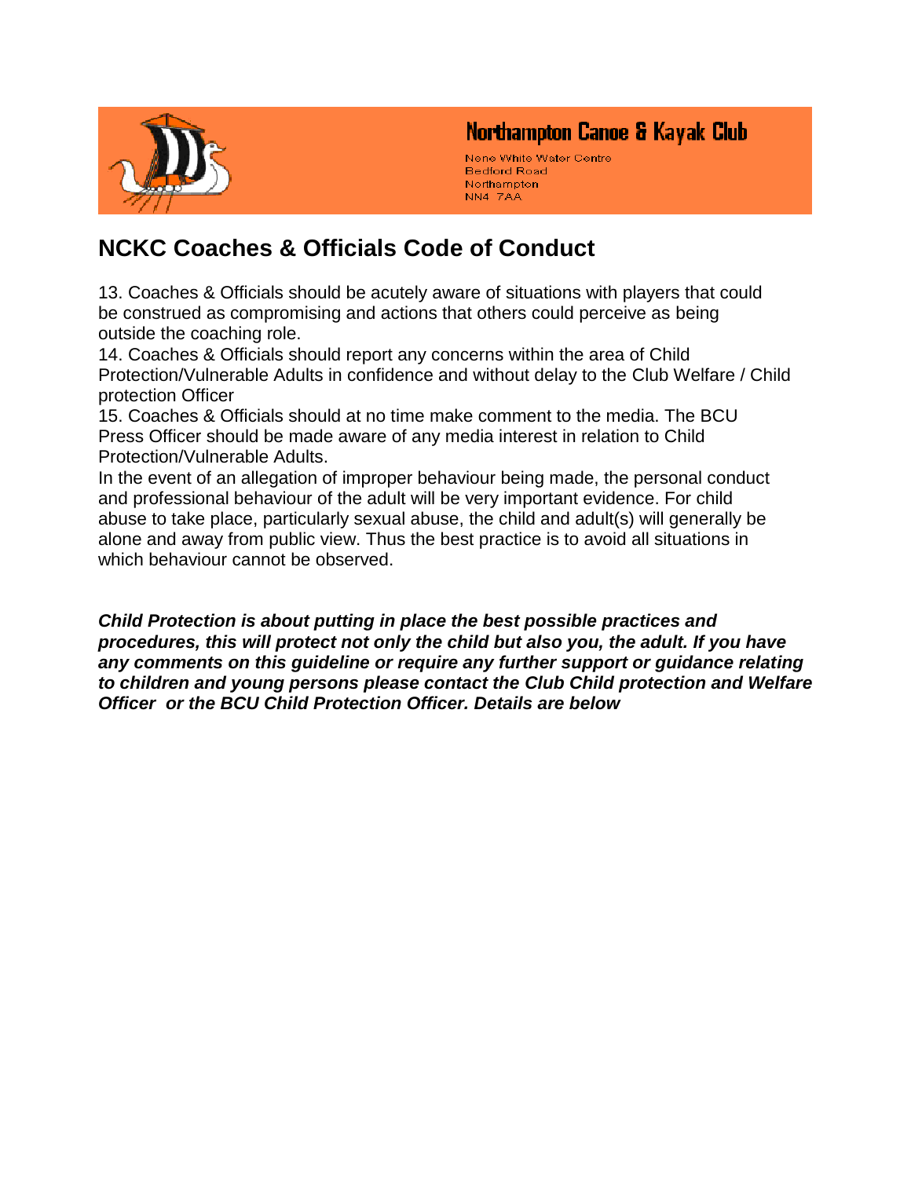Northampton Canoe & Kayak Club

Nene White Water Centre
Bedford Road
Northampton
NN4 7AA

## NCKC Coaches & Officials Code of Conduct

13. Coaches & Officials should be acutely aware of situations with players that could be construed as compromising and actions that others could perceive as being outside the coaching role.
14. Coaches & Officials should report any concerns within the area of Child Protection/Vulnerable Adults in confidence and without delay to the Club Welfare / Child protection Officer
15. Coaches & Officials should at no time make comment to the media. The BCU Press Officer should be made aware of any media interest in relation to Child Protection/Vulnerable Adults.

In the event of an allegation of improper behaviour being made, the personal conduct and professional behaviour of the adult will be very important evidence. For child abuse to take place, particularly sexual abuse, the child and adult(s) will generally be alone and away from public view. Thus the best practice is to avoid all situations in which behaviour cannot be observed.

***Child Protection is about putting in place the best possible practices and procedures, this will protect not only the child but also you, the adult. If you have any comments on this guideline or require any further support or guidance relating to children and young persons please contact the Club Child protection and Welfare Officer or the BCU Child Protection Officer. Details are below***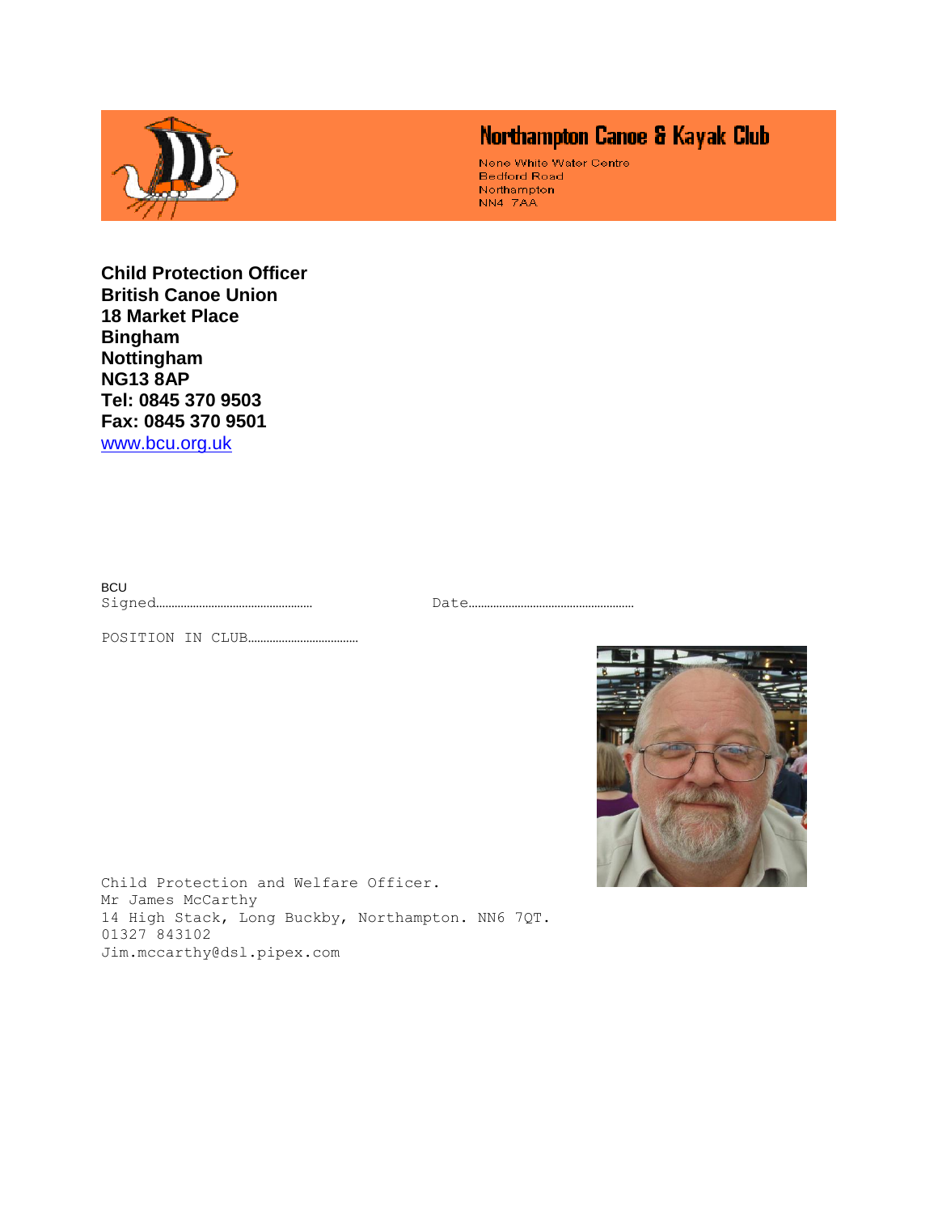**Northampton Canoe & Kayak Club**

Nene White Water Centre
Bedford Road
Northampton
NN4 7AA

**Child Protection Officer**
**British Canoe Union**
**18 Market Place**
**Bingham**
**Nottingham**
**NG13 8AP**
**Tel: 0845 370 9503**
**Fax: 0845 370 9501**
www.bcu.org.uk

BCU
Signed…………………………………………… Date………………………………………………

POSITION IN CLUB………………………………

Child Protection and Welfare Officer.
Mr James McCarthy
14 High Stack, Long Buckby, Northampton. NN6 7QT.
01327 843102
Jim.mccarthy@dsl.pipex.com